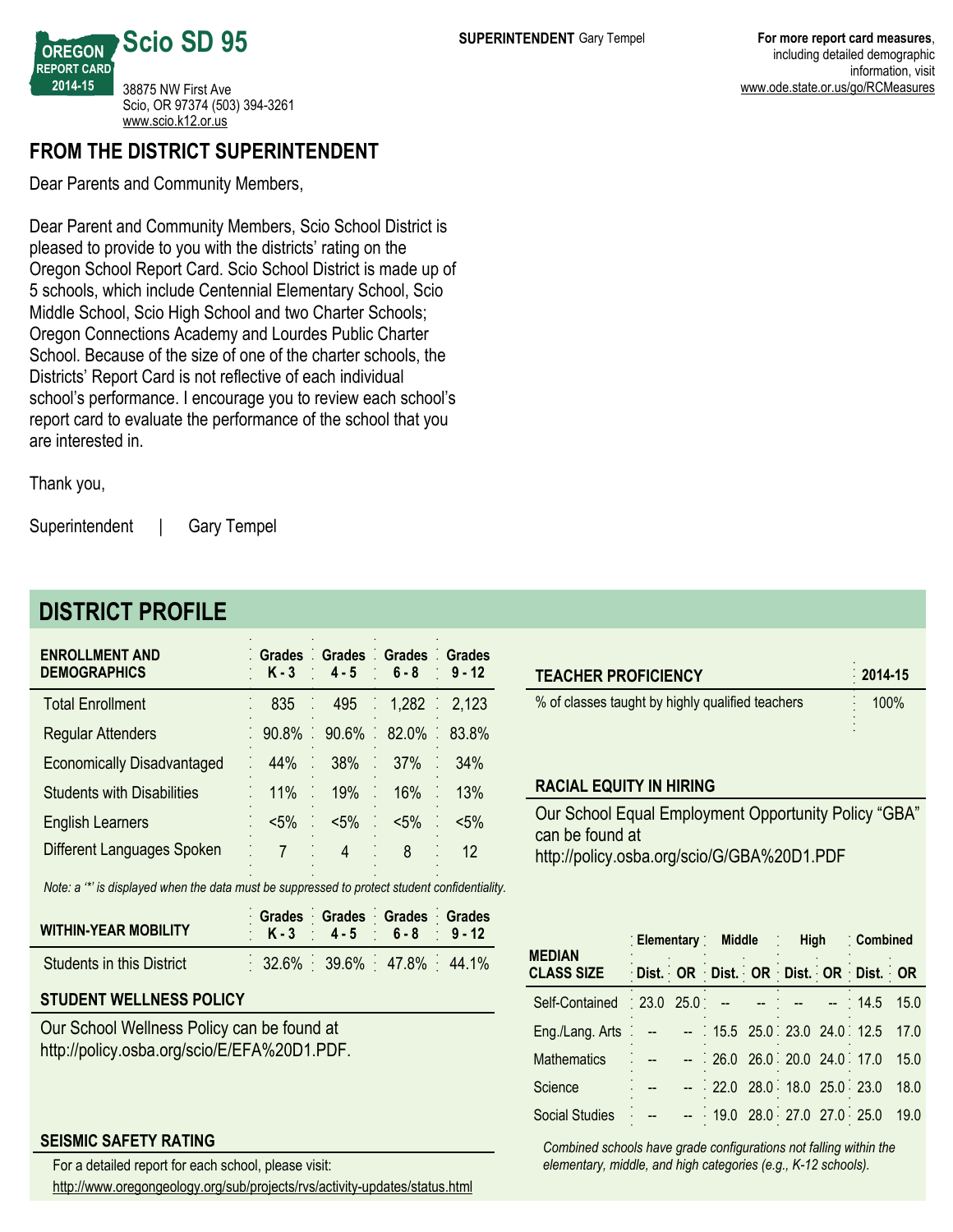# Scio SD 95

OREGON REPORT CARD 2014-15

38875 NW First Ave
Scio, OR 97374 (503) 394-3261
www.scio.k12.or.us

**SUPERINTENDENT** Gary Tempel

**For more report card measures**, including detailed demographic information, visit www.ode.state.or.us/go/RCMeasures

## FROM THE DISTRICT SUPERINTENDENT

Dear Parents and Community Members,

Dear Parent and Community Members, Scio School District is pleased to provide to you with the districts' rating on the Oregon School Report Card. Scio School District is made up of 5 schools, which include Centennial Elementary School, Scio Middle School, Scio High School and two Charter Schools; Oregon Connections Academy and Lourdes Public Charter School. Because of the size of one of the charter schools, the Districts' Report Card is not reflective of each individual school's performance. I encourage you to review each school's report card to evaluate the performance of the school that you are interested in.

Thank you,

Superintendent | Gary Tempel

## DISTRICT PROFILE

| ENROLLMENT AND DEMOGRAPHICS | Grades K - 3 | Grades 4 - 5 | Grades 6 - 8 | Grades 9 - 12 |
|---|---|---|---|---|
| Total Enrollment | 835 | 495 | 1,282 | 2,123 |
| Regular Attenders | 90.8% | 90.6% | 82.0% | 83.8% |
| Economically Disadvantaged | 44% | 38% | 37% | 34% |
| Students with Disabilities | 11% | 19% | 16% | 13% |
| English Learners | <5% | <5% | <5% | <5% |
| Different Languages Spoken | 7 | 4 | 8 | 12 |

*Note: a '*' is displayed when the data must be suppressed to protect student confidentiality.*

| WITHIN-YEAR MOBILITY | Grades K - 3 | Grades 4 - 5 | Grades 6 - 8 | Grades 9 - 12 |
|---|---|---|---|---|
| Students in this District | 32.6% | 39.6% | 47.8% | 44.1% |

### STUDENT WELLNESS POLICY

Our School Wellness Policy can be found at http://policy.osba.org/scio/E/EFA%20D1.PDF.

### SEISMIC SAFETY RATING

For a detailed report for each school, please visit:
http://www.oregongeology.org/sub/projects/rvs/activity-updates/status.html

| TEACHER PROFICIENCY | 2014-15 |
|---|---|
| % of classes taught by highly qualified teachers | 100% |

### RACIAL EQUITY IN HIRING

Our School Equal Employment Opportunity Policy "GBA" can be found at http://policy.osba.org/scio/G/GBA%20D1.PDF

| MEDIAN CLASS SIZE | Elementary | | Middle | | High | | Combined | |
|---|---|---|---|---|---|---|---|---|
| | Dist. | OR | Dist. | OR | Dist. | OR | Dist. | OR |
| Self-Contained | 23.0 | 25.0 | -- | -- | -- | -- | 14.5 | 15.0 |
| Eng./Lang. Arts | -- | -- | 15.5 | 25.0 | 23.0 | 24.0 | 12.5 | 17.0 |
| Mathematics | -- | -- | 26.0 | 26.0 | 20.0 | 24.0 | 17.0 | 15.0 |
| Science | -- | -- | 22.0 | 28.0 | 18.0 | 25.0 | 23.0 | 18.0 |
| Social Studies | -- | -- | 19.0 | 28.0 | 27.0 | 27.0 | 25.0 | 19.0 |

*Combined schools have grade configurations not falling within the elementary, middle, and high categories (e.g., K-12 schools).*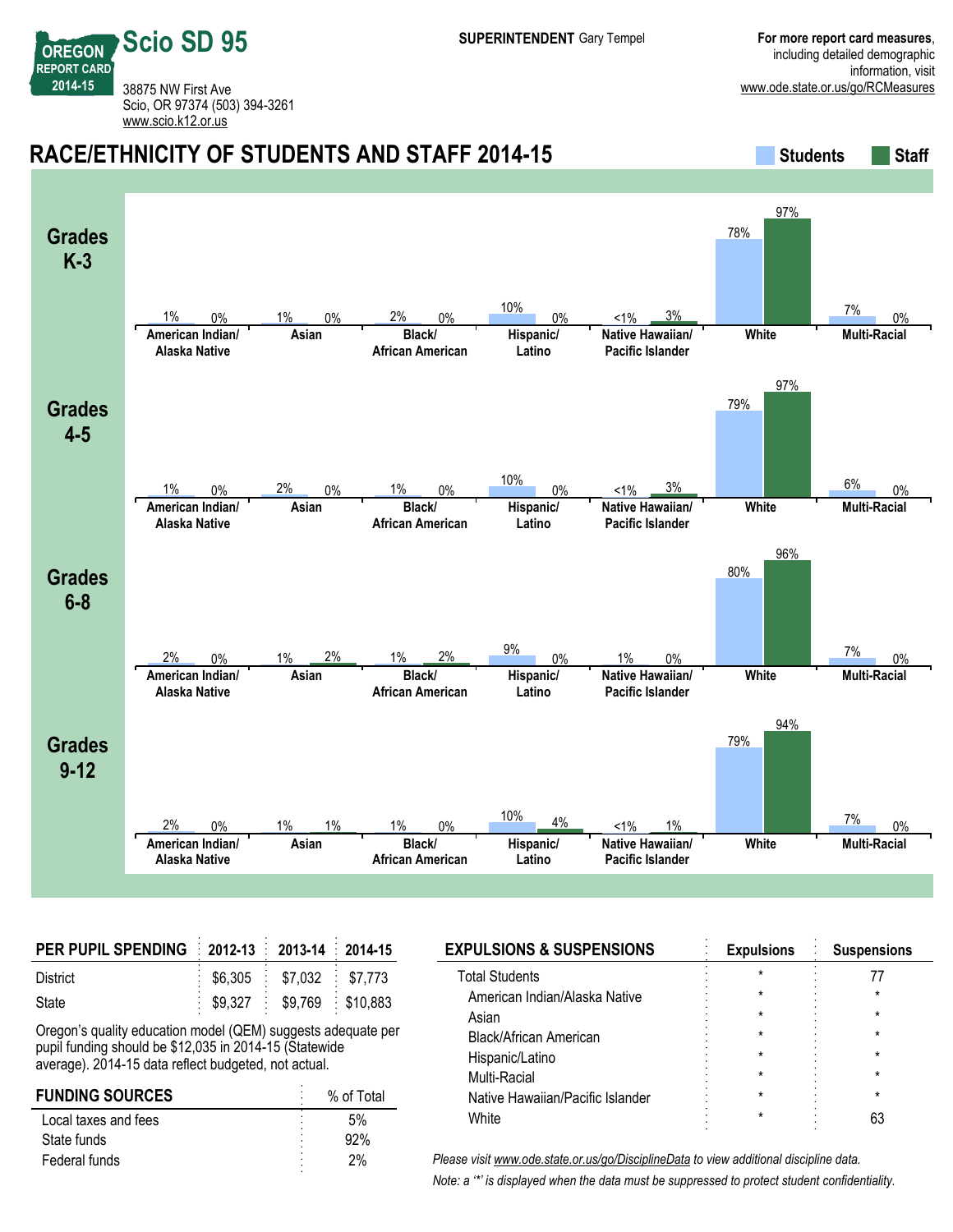# Scio SD 95

OREGON REPORT CARD 2014-15

38875 NW First Ave
Scio, OR 97374 (503) 394-3261
www.scio.k12.or.us

**SUPERINTENDENT** Gary Tempel

**For more report card measures**, including detailed demographic information, visit www.ode.state.or.us/go/RCMeasures

## RACE/ETHNICITY OF STUDENTS AND STAFF 2014-15

| Grades | | American Indian/ Alaska Native | Asian | Black/ African American | Hispanic/ Latino | Native Hawaiian/ Pacific Islander | White | Multi-Racial |
|---|---|---|---|---|---|---|---|---|
| K-3 | Students | 1% | 1% | 2% | 10% | <1% | 78% | 7% |
| | Staff | 0% | 0% | 0% | 0% | 3% | 97% | 0% |
| 4-5 | Students | 1% | 2% | 1% | 10% | <1% | 79% | 6% |
| | Staff | 0% | 0% | 0% | 0% | 3% | 97% | 0% |
| 6-8 | Students | 2% | 1% | 1% | 9% | 1% | 80% | 7% |
| | Staff | 0% | 2% | 2% | 0% | 0% | 96% | 0% |
| 9-12 | Students | 2% | 1% | 1% | 10% | <1% | 79% | 7% |
| | Staff | 0% | 1% | 0% | 4% | 1% | 94% | 0% |

| PER PUPIL SPENDING | 2012-13 | 2013-14 | 2014-15 |
|---|---|---|---|
| District | $6,305 | $7,032 | $7,773 |
| State | $9,327 | $9,769 | $10,883 |

Oregon's quality education model (QEM) suggests adequate per pupil funding should be $12,035 in 2014-15 (Statewide average). 2014-15 data reflect budgeted, not actual.

| FUNDING SOURCES | % of Total |
|---|---|
| Local taxes and fees | 5% |
| State funds | 92% |
| Federal funds | 2% |

| EXPULSIONS & SUSPENSIONS | Expulsions | Suspensions |
|---|---|---|
| Total Students | * | 77 |
| American Indian/Alaska Native | * | * |
| Asian | * | * |
| Black/African American | * | * |
| Hispanic/Latino | * | * |
| Multi-Racial | * | * |
| Native Hawaiian/Pacific Islander | * | * |
| White | * | 63 |

*Please visit www.ode.state.or.us/go/DisciplineData to view additional discipline data.*

*Note: a "*" is displayed when the data must be suppressed to protect student confidentiality.*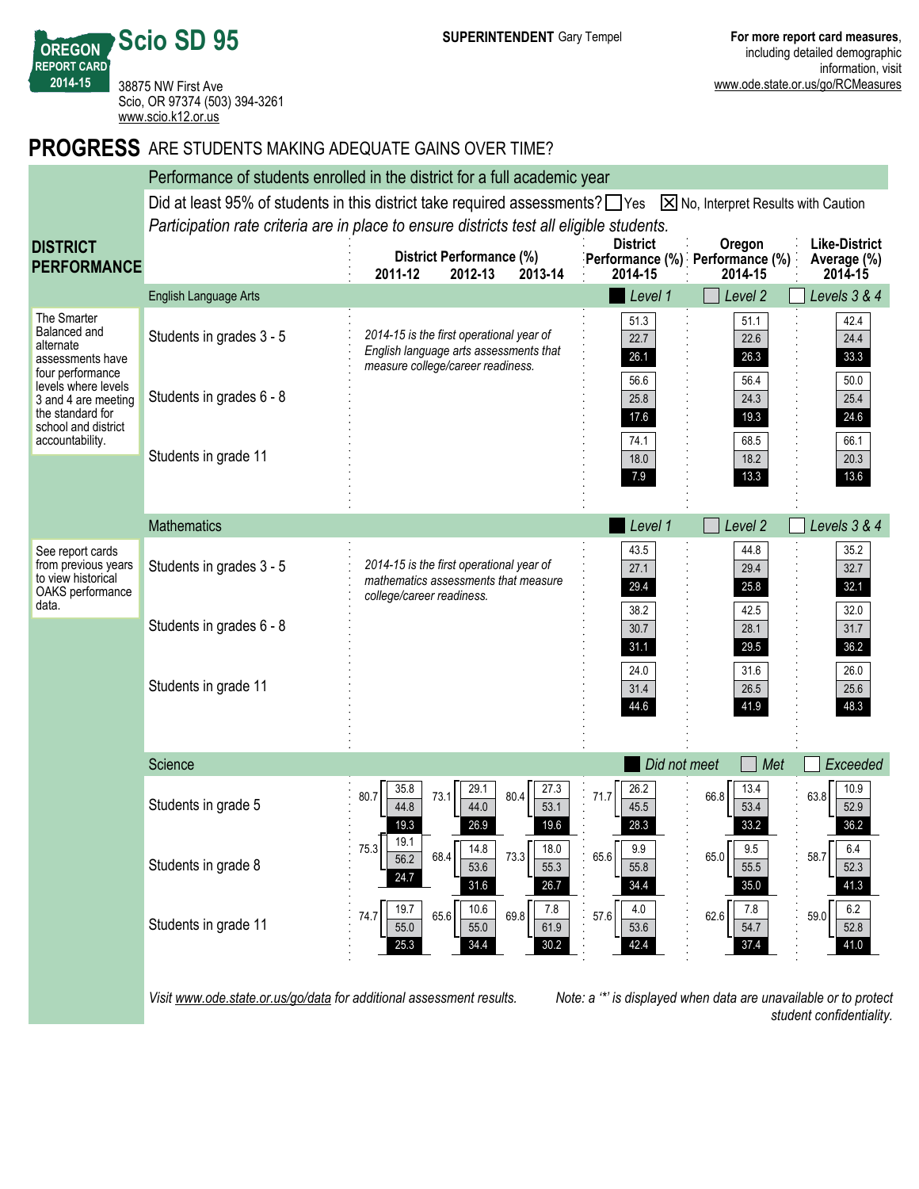# Scio SD 95

OREGON REPORT CARD 2014-15

38875 NW First Ave
Scio, OR 97374 (503) 394-3261
www.scio.k12.or.us

**SUPERINTENDENT** Gary Tempel

**For more report card measures**, including detailed demographic information, visit www.ode.state.or.us/go/RCMeasures

## PROGRESS ARE STUDENTS MAKING ADEQUATE GAINS OVER TIME?

### DISTRICT PERFORMANCE

Performance of students enrolled in the district for a full academic year

Did at least 95% of students in this district take required assessments? ☐ Yes ☒ No, Interpret Results with Caution

*Participation rate criteria are in place to ensure districts test all eligible students.*

The Smarter Balanced and alternate assessments have four performance levels where levels 3 and 4 are meeting the standard for school and district accountability.

See report cards from previous years to view historical OAKS performance data.

#### English Language Arts (Level 1 / Level 2 / Levels 3 & 4)

| | District Performance (%) 2011-12 | 2012-13 | 2013-14 | District Performance (%) 2014-15 | Oregon Performance (%) 2014-15 | Like-District Average (%) 2014-15 |
|---|---|---|---|---|---|---|
| Students in grades 3 - 5 | *2014-15 is the first operational year of English language arts assessments that measure college/career readiness.* | | | 51.3 / 22.7 / 26.1 | 51.1 / 22.6 / 26.3 | 42.4 / 24.4 / 33.3 |
| Students in grades 6 - 8 | | | | 56.6 / 25.8 / 17.6 | 56.4 / 24.3 / 19.3 | 50.0 / 25.4 / 24.6 |
| Students in grade 11 | | | | 74.1 / 18.0 / 7.9 | 68.5 / 18.2 / 13.3 | 66.1 / 20.3 / 13.6 |

#### Mathematics (Level 1 / Level 2 / Levels 3 & 4)

| | District Performance (%) 2011-12 | 2012-13 | 2013-14 | District Performance (%) 2014-15 | Oregon Performance (%) 2014-15 | Like-District Average (%) 2014-15 |
|---|---|---|---|---|---|---|
| Students in grades 3 - 5 | *2014-15 is the first operational year of mathematics assessments that measure college/career readiness.* | | | 43.5 / 27.1 / 29.4 | 44.8 / 29.4 / 25.8 | 35.2 / 32.7 / 32.1 |
| Students in grades 6 - 8 | | | | 38.2 / 30.7 / 31.1 | 42.5 / 28.1 / 29.5 | 32.0 / 31.7 / 36.2 |
| Students in grade 11 | | | | 24.0 / 31.4 / 44.6 | 31.6 / 26.5 / 41.9 | 26.0 / 25.6 / 48.3 |

#### Science (Did not meet / Met / Exceeded; Met + Exceeded total)

| | District Performance (%) 2011-12 | 2012-13 | 2013-14 | District Performance (%) 2014-15 | Oregon Performance (%) 2014-15 | Like-District Average (%) 2014-15 |
|---|---|---|---|---|---|---|
| Students in grade 5 | 80.7: 35.8 / 44.8 / 19.3 | 73.1: 29.1 / 44.0 / 26.9 | 80.4: 27.3 / 53.1 / 19.6 | 71.7: 26.2 / 45.5 / 28.3 | 66.8: 13.4 / 53.4 / 33.2 | 63.8: 10.9 / 52.9 / 36.2 |
| Students in grade 8 | 75.3: 19.1 / 56.2 / 24.7 | 68.4: 14.8 / 53.6 / 31.6 | 73.3: 18.0 / 55.3 / 26.7 | 65.6: 9.9 / 55.8 / 34.4 | 65.0: 9.5 / 55.5 / 35.0 | 58.7: 6.4 / 52.3 / 41.3 |
| Students in grade 11 | 74.7: 19.7 / 55.0 / 25.3 | 65.6: 10.6 / 55.0 / 34.4 | 69.8: 7.8 / 61.9 / 30.2 | 57.6: 4.0 / 53.6 / 42.4 | 62.6: 7.8 / 54.7 / 37.4 | 59.0: 6.2 / 52.8 / 41.0 |

*Visit www.ode.state.or.us/go/data for additional assessment results.*

*Note: a '*' is displayed when data are unavailable or to protect student confidentiality.*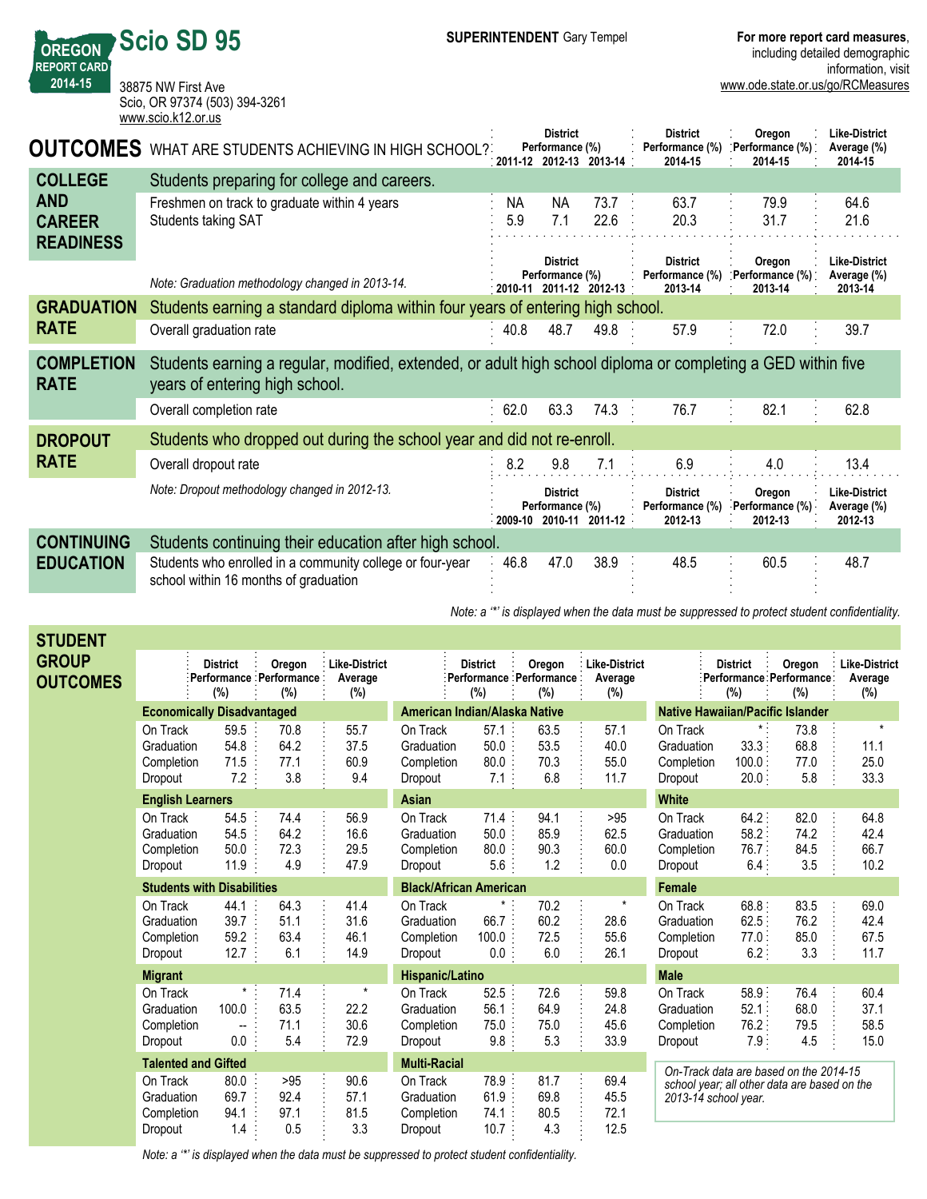**OREGON REPORT CARD 2014-15**

# Scio SD 95

38875 NW First Ave
Scio, OR 97374 (503) 394-3261
www.scio.k12.or.us

**SUPERINTENDENT** Gary Tempel

**For more report card measures**, including detailed demographic information, visit www.ode.state.or.us/go/RCMeasures

## OUTCOMES WHAT ARE STUDENTS ACHIEVING IN HIGH SCHOOL?

### COLLEGE AND CAREER READINESS

Students preparing for college and careers.

| | District Performance (%) 2011-12 | 2012-13 | 2013-14 | District Performance (%) 2014-15 | Oregon Performance (%) 2014-15 | Like-District Average (%) 2014-15 |
|---|---|---|---|---|---|---|
| Freshmen on track to graduate within 4 years | NA | NA | 73.7 | 63.7 | 79.9 | 64.6 |
| Students taking SAT | 5.9 | 7.1 | 22.6 | 20.3 | 31.7 | 21.6 |

*Note: Graduation methodology changed in 2013-14.*

### GRADUATION RATE

Students earning a standard diploma within four years of entering high school.

| | District Performance (%) 2010-11 | 2011-12 | 2012-13 | District Performance (%) 2013-14 | Oregon Performance (%) 2013-14 | Like-District Average (%) 2013-14 |
|---|---|---|---|---|---|---|
| Overall graduation rate | 40.8 | 48.7 | 49.8 | 57.9 | 72.0 | 39.7 |

### COMPLETION RATE

Students earning a regular, modified, extended, or adult high school diploma or completing a GED within five years of entering high school.

| | District Performance (%) 2010-11 | 2011-12 | 2012-13 | District Performance (%) 2013-14 | Oregon Performance (%) 2013-14 | Like-District Average (%) 2013-14 |
|---|---|---|---|---|---|---|
| Overall completion rate | 62.0 | 63.3 | 74.3 | 76.7 | 82.1 | 62.8 |

### DROPOUT RATE

Students who dropped out during the school year and did not re-enroll.

| | District Performance (%) 2010-11 | 2011-12 | 2012-13 | District Performance (%) 2013-14 | Oregon Performance (%) 2013-14 | Like-District Average (%) 2013-14 |
|---|---|---|---|---|---|---|
| Overall dropout rate | 8.2 | 9.8 | 7.1 | 6.9 | 4.0 | 13.4 |

*Note: Dropout methodology changed in 2012-13.*

### CONTINUING EDUCATION

Students continuing their education after high school.

| | District Performance (%) 2009-10 | 2010-11 | 2011-12 | District Performance (%) 2012-13 | Oregon Performance (%) 2012-13 | Like-District Average (%) 2012-13 |
|---|---|---|---|---|---|---|
| Students who enrolled in a community college or four-year school within 16 months of graduation | 46.8 | 47.0 | 38.9 | 48.5 | 60.5 | 48.7 |

*Note: a '*' is displayed when the data must be suppressed to protect student confidentiality.*

## STUDENT GROUP OUTCOMES

| | District Performance (%) | Oregon Performance (%) | Like-District Average (%) |
|---|---|---|---|
| **Economically Disadvantaged** | | | |
| On Track | 59.5 | 70.8 | 55.7 |
| Graduation | 54.8 | 64.2 | 37.5 |
| Completion | 71.5 | 77.1 | 60.9 |
| Dropout | 7.2 | 3.8 | 9.4 |
| **English Learners** | | | |
| On Track | 54.5 | 74.4 | 56.9 |
| Graduation | 54.5 | 64.2 | 16.6 |
| Completion | 50.0 | 72.3 | 29.5 |
| Dropout | 11.9 | 4.9 | 47.9 |
| **Students with Disabilities** | | | |
| On Track | 44.1 | 64.3 | 41.4 |
| Graduation | 39.7 | 51.1 | 31.6 |
| Completion | 59.2 | 63.4 | 46.1 |
| Dropout | 12.7 | 6.1 | 14.9 |
| **Migrant** | | | |
| On Track | * | 71.4 | * |
| Graduation | 100.0 | 63.5 | 22.2 |
| Completion | -- | 71.1 | 30.6 |
| Dropout | 0.0 | 5.4 | 72.9 |
| **Talented and Gifted** | | | |
| On Track | 80.0 | >95 | 90.6 |
| Graduation | 69.7 | 92.4 | 57.1 |
| Completion | 94.1 | 97.1 | 81.5 |
| Dropout | 1.4 | 0.5 | 3.3 |

| | District Performance (%) | Oregon Performance (%) | Like-District Average (%) |
|---|---|---|---|
| **American Indian/Alaska Native** | | | |
| On Track | 57.1 | 63.5 | 57.1 |
| Graduation | 50.0 | 53.5 | 40.0 |
| Completion | 80.0 | 70.3 | 55.0 |
| Dropout | 7.1 | 6.8 | 11.7 |
| **Asian** | | | |
| On Track | 71.4 | 94.1 | >95 |
| Graduation | 50.0 | 85.9 | 62.5 |
| Completion | 80.0 | 90.3 | 60.0 |
| Dropout | 5.6 | 1.2 | 0.0 |
| **Black/African American** | | | |
| On Track | * | 70.2 | * |
| Graduation | 66.7 | 60.2 | 28.6 |
| Completion | 100.0 | 72.5 | 55.6 |
| Dropout | 0.0 | 6.0 | 26.1 |
| **Hispanic/Latino** | | | |
| On Track | 52.5 | 72.6 | 59.8 |
| Graduation | 56.1 | 64.9 | 24.8 |
| Completion | 75.0 | 75.0 | 45.6 |
| Dropout | 9.8 | 5.3 | 33.9 |
| **Multi-Racial** | | | |
| On Track | 78.9 | 81.7 | 69.4 |
| Graduation | 61.9 | 69.8 | 45.5 |
| Completion | 74.1 | 80.5 | 72.1 |
| Dropout | 10.7 | 4.3 | 12.5 |

| | District Performance (%) | Oregon Performance (%) | Like-District Average (%) |
|---|---|---|---|
| **Native Hawaiian/Pacific Islander** | | | |
| On Track | * | 73.8 | * |
| Graduation | 33.3 | 68.8 | 11.1 |
| Completion | 100.0 | 77.0 | 25.0 |
| Dropout | 20.0 | 5.8 | 33.3 |
| **White** | | | |
| On Track | 64.2 | 82.0 | 64.8 |
| Graduation | 58.2 | 74.2 | 42.4 |
| Completion | 76.7 | 84.5 | 66.7 |
| Dropout | 6.4 | 3.5 | 10.2 |
| **Female** | | | |
| On Track | 68.8 | 83.5 | 69.0 |
| Graduation | 62.5 | 76.2 | 42.4 |
| Completion | 77.0 | 85.0 | 67.5 |
| Dropout | 6.2 | 3.3 | 11.7 |
| **Male** | | | |
| On Track | 58.9 | 76.4 | 60.4 |
| Graduation | 52.1 | 68.0 | 37.1 |
| Completion | 76.2 | 79.5 | 58.5 |
| Dropout | 7.9 | 4.5 | 15.0 |

*On-Track data are based on the 2014-15 school year; all other data are based on the 2013-14 school year.*

*Note: a '*' is displayed when the data must be suppressed to protect student confidentiality.*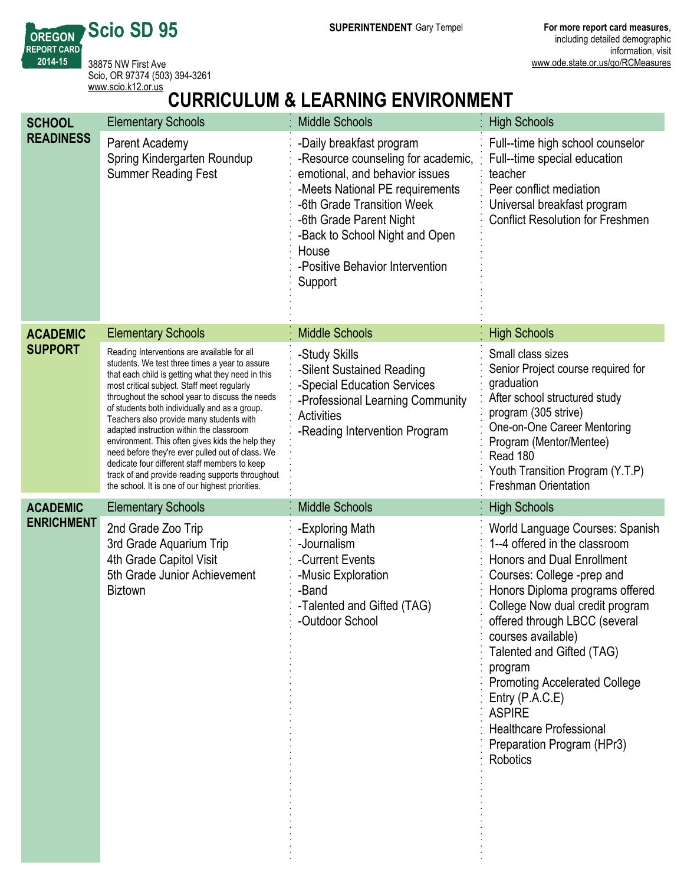# Scio SD 95

OREGON REPORT CARD 2014-15

38875 NW First Ave
Scio, OR 97374 (503) 394-3261
www.scio.k12.or.us

**SUPERINTENDENT** Gary Tempel

**For more report card measures**, including detailed demographic information, visit www.ode.state.or.us/go/RCMeasures

## CURRICULUM & LEARNING ENVIRONMENT

| | Elementary Schools | Middle Schools | High Schools |
|---|---|---|---|
| **SCHOOL READINESS** | Parent Academy<br>Spring Kindergarten Roundup<br>Summer Reading Fest | -Daily breakfast program<br>-Resource counseling for academic, emotional, and behavior issues<br>-Meets National PE requirements<br>-6th Grade Transition Week<br>-6th Grade Parent Night<br>-Back to School Night and Open House<br>-Positive Behavior Intervention Support | Full--time high school counselor<br>Full--time special education teacher<br>Peer conflict mediation<br>Universal breakfast program<br>Conflict Resolution for Freshmen |
| **ACADEMIC SUPPORT** | Reading Interventions are available for all students. We test three times a year to assure that each child is getting what they need in this most critical subject. Staff meet regularly throughout the school year to discuss the needs of students both individually and as a group. Teachers also provide many students with adapted instruction within the classroom environment. This often gives kids the help they need before they're ever pulled out of class. We dedicate four different staff members to keep track of and provide reading supports throughout the school. It is one of our highest priorities. | -Study Skills<br>-Silent Sustained Reading<br>-Special Education Services<br>-Professional Learning Community Activities<br>-Reading Intervention Program | Small class sizes<br>Senior Project course required for graduation<br>After school structured study program (305 strive)<br>One-on-One Career Mentoring Program (Mentor/Mentee)<br>Read 180<br>Youth Transition Program (Y.T.P)<br>Freshman Orientation |
| **ACADEMIC ENRICHMENT** | 2nd Grade Zoo Trip<br>3rd Grade Aquarium Trip<br>4th Grade Capitol Visit<br>5th Grade Junior Achievement Biztown | -Exploring Math<br>-Journalism<br>-Current Events<br>-Music Exploration<br>-Band<br>-Talented and Gifted (TAG)<br>-Outdoor School | World Language Courses: Spanish 1--4 offered in the classroom<br>Honors and Dual Enrollment Courses: College -prep and Honors Diploma programs offered<br>College Now dual credit program offered through LBCC (several courses available)<br>Talented and Gifted (TAG) program<br>Promoting Accelerated College Entry (P.A.C.E)<br>ASPIRE<br>Healthcare Professional Preparation Program (HPr3)<br>Robotics |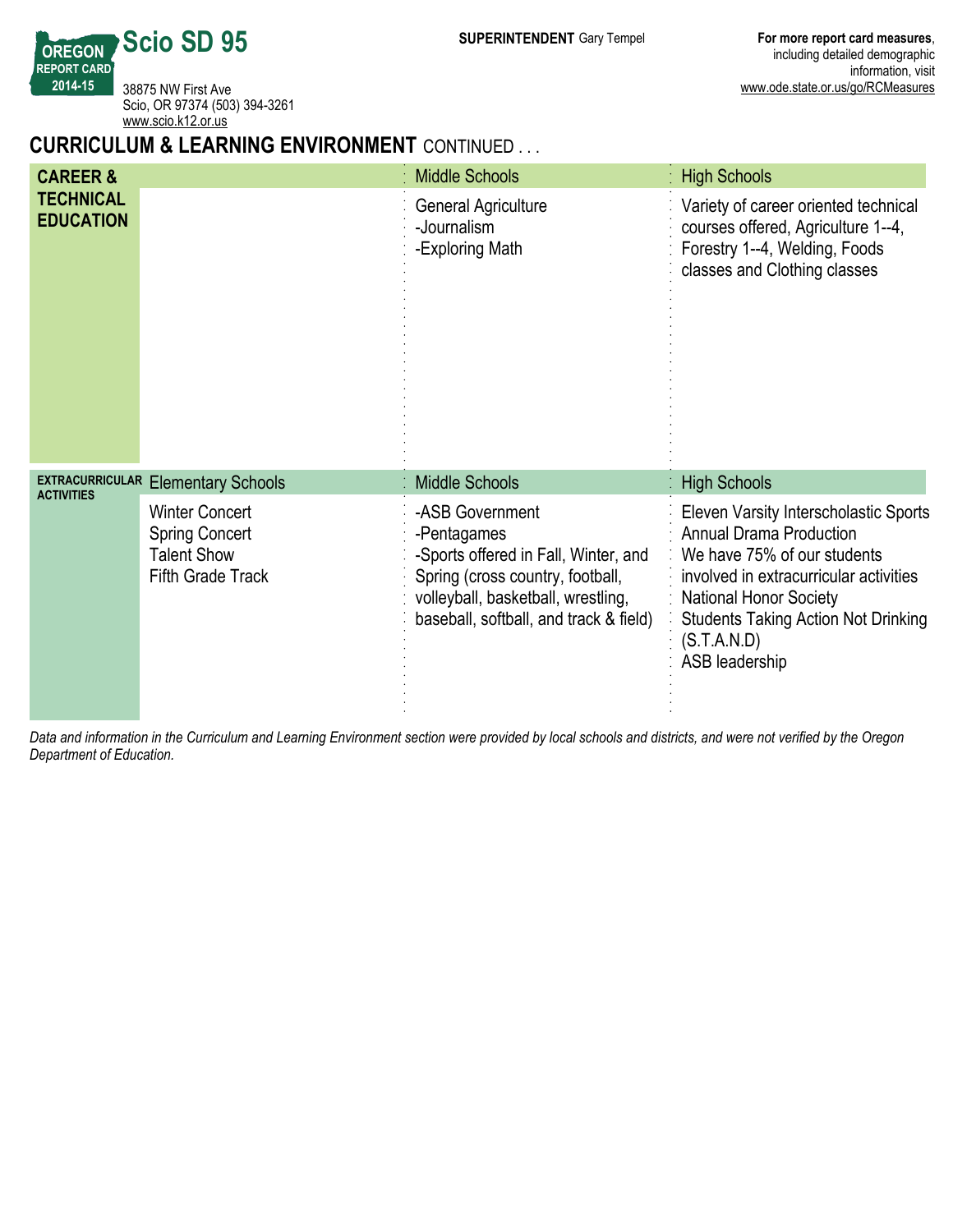# Scio SD 95

OREGON REPORT CARD 2014-15

38875 NW First Ave
Scio, OR 97374 (503) 394-3261
www.scio.k12.or.us

**SUPERINTENDENT** Gary Tempel

**For more report card measures**, including detailed demographic information, visit www.ode.state.or.us/go/RCMeasures

## CURRICULUM & LEARNING ENVIRONMENT CONTINUED . . .

| | | Middle Schools | High Schools |
|---|---|---|---|
| **CAREER & TECHNICAL EDUCATION** | | General Agriculture<br>-Journalism<br>-Exploring Math | Variety of career oriented technical courses offered, Agriculture 1--4, Forestry 1--4, Welding, Foods classes and Clothing classes |

| | Elementary Schools | Middle Schools | High Schools |
|---|---|---|---|
| **EXTRACURRICULAR ACTIVITIES** | Winter Concert<br>Spring Concert<br>Talent Show<br>Fifth Grade Track | -ASB Government<br>-Pentagames<br>-Sports offered in Fall, Winter, and Spring (cross country, football, volleyball, basketball, wrestling, baseball, softball, and track & field) | Eleven Varsity Interscholastic Sports<br>Annual Drama Production<br>We have 75% of our students involved in extracurricular activities<br>National Honor Society<br>Students Taking Action Not Drinking (S.T.A.N.D)<br>ASB leadership |

*Data and information in the Curriculum and Learning Environment section were provided by local schools and districts, and were not verified by the Oregon Department of Education.*